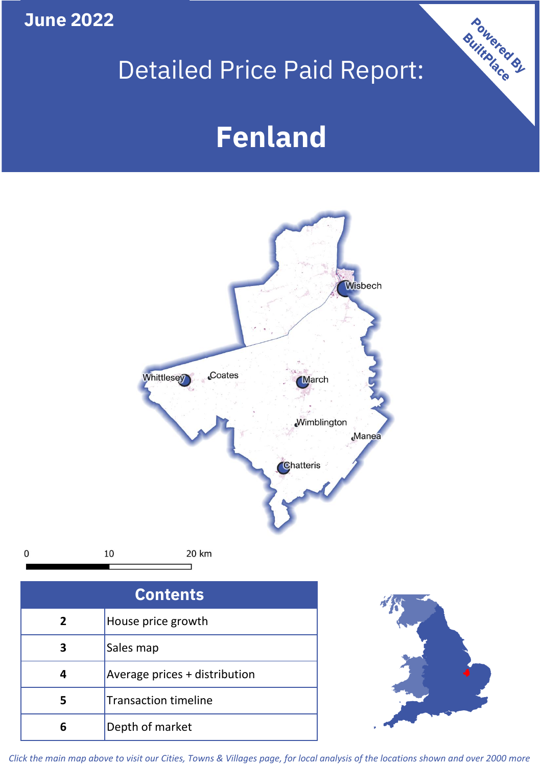June 2022

# Detailed Price Paid Report:

# Fenland

Powered By BuiltPlace

Wisbech

Whittlesey

Coates

March

Wimblington

Manea

Chatteris

0 10 20 km

| Contents | |
|---|---|
| 2 | House price growth |
| 3 | Sales map |
| 4 | Average prices + distribution |
| 5 | Transaction timeline |
| 6 | Depth of market |

*Click the main map above to visit our Cities, Towns & Villages page, for local analysis of the locations shown and over 2000 more*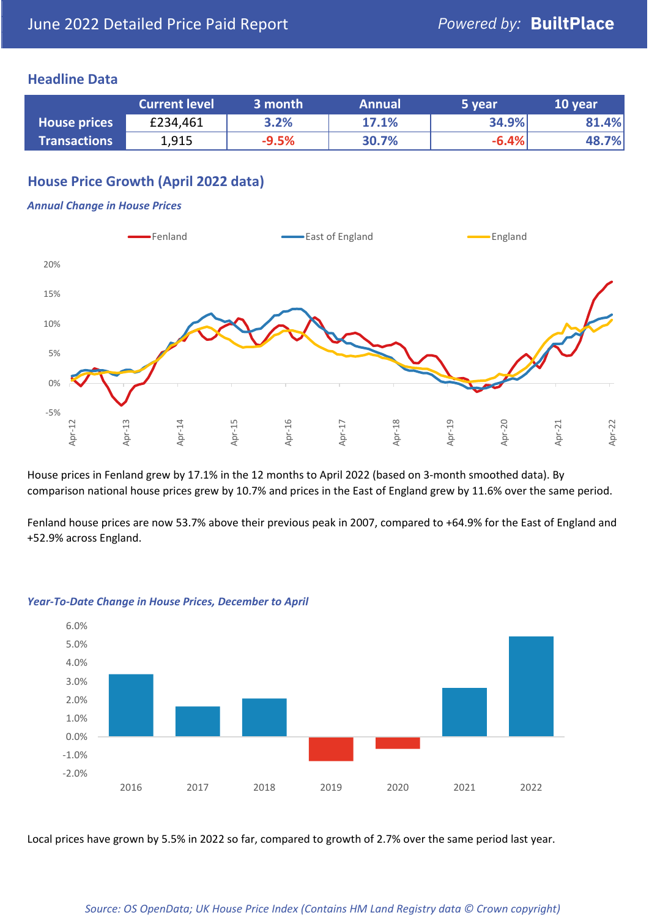# June 2022 Detailed Price Paid Report

Powered by: **BuiltPlace**

## Headline Data

| | Current level | 3 month | Annual | 5 year | 10 year |
|---|---|---|---|---|---|
| **House prices** | £234,461 | 3.2% | 17.1% | 34.9% | 81.4% |
| **Transactions** | 1,915 | -9.5% | 30.7% | -6.4% | 48.7% |

## House Price Growth (April 2022 data)

***Annual Change in House Prices***

House prices in Fenland grew by 17.1% in the 12 months to April 2022 (based on 3-month smoothed data). By comparison national house prices grew by 10.7% and prices in the East of England grew by 11.6% over the same period.

Fenland house prices are now 53.7% above their previous peak in 2007, compared to +64.9% for the East of England and +52.9% across England.

***Year-To-Date Change in House Prices, December to April***

Local prices have grown by 5.5% in 2022 so far, compared to growth of 2.7% over the same period last year.

*Source: OS OpenData; UK House Price Index (Contains HM Land Registry data © Crown copyright)*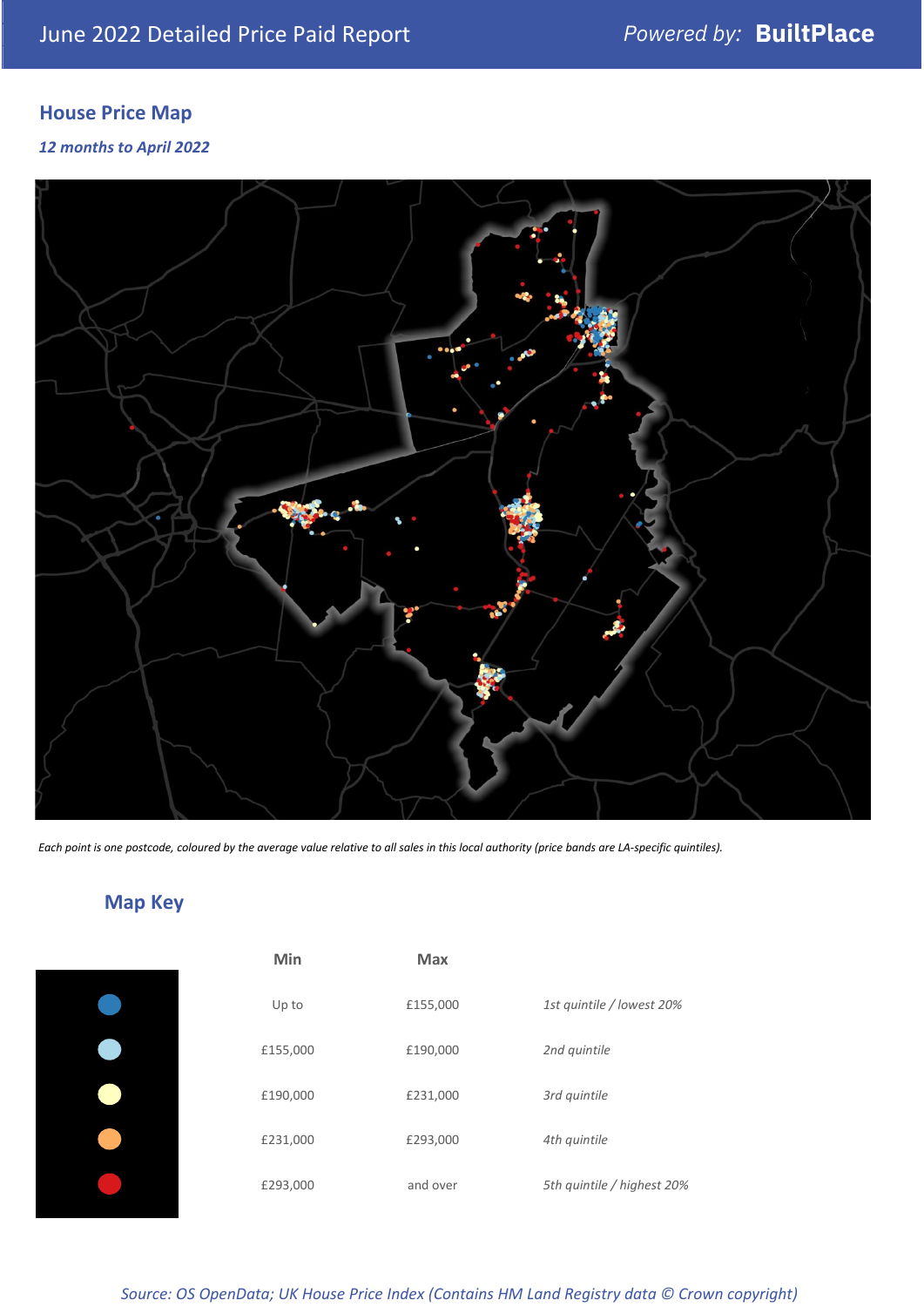June 2022 Detailed Price Paid Report

*Powered by:* **BuiltPlace**

## House Price Map

*12 months to April 2022*

*Each point is one postcode, coloured by the average value relative to all sales in this local authority (price bands are LA-specific quintiles).*

## Map Key

| | Min | Max | |
|---|---|---|---|
| | Up to | £155,000 | *1st quintile / lowest 20%* |
| | £155,000 | £190,000 | *2nd quintile* |
| | £190,000 | £231,000 | *3rd quintile* |
| | £231,000 | £293,000 | *4th quintile* |
| | £293,000 | and over | *5th quintile / highest 20%* |

*Source: OS OpenData; UK House Price Index (Contains HM Land Registry data © Crown copyright)*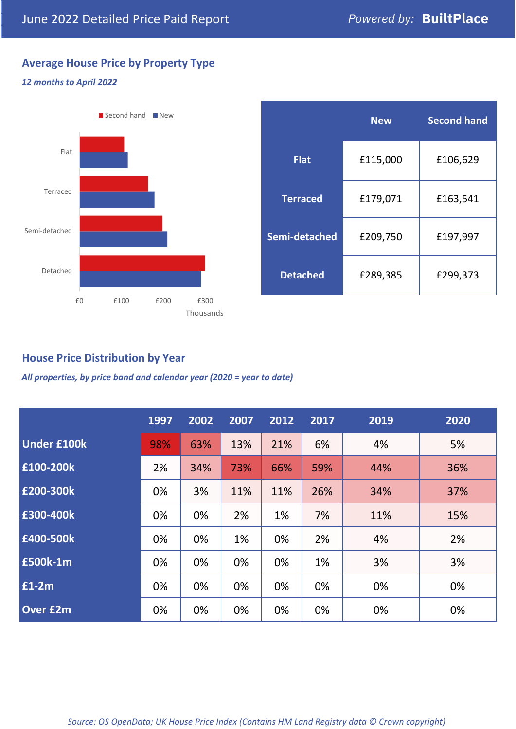# June 2022 Detailed Price Paid Report

Powered by: **BuiltPlace**

## Average House Price by Property Type

*12 months to April 2022*

|  | New | Second hand |
|---|---|---|
| **Flat** | £115,000 | £106,629 |
| **Terraced** | £179,071 | £163,541 |
| **Semi-detached** | £209,750 | £197,997 |
| **Detached** | £289,385 | £299,373 |

## House Price Distribution by Year

*All properties, by price band and calendar year (2020 = year to date)*

|  | 1997 | 2002 | 2007 | 2012 | 2017 | 2019 | 2020 |
|---|---|---|---|---|---|---|---|
| **Under £100k** | 98% | 63% | 13% | 21% | 6% | 4% | 5% |
| **£100-200k** | 2% | 34% | 73% | 66% | 59% | 44% | 36% |
| **£200-300k** | 0% | 3% | 11% | 11% | 26% | 34% | 37% |
| **£300-400k** | 0% | 0% | 2% | 1% | 7% | 11% | 15% |
| **£400-500k** | 0% | 0% | 1% | 0% | 2% | 4% | 2% |
| **£500k-1m** | 0% | 0% | 0% | 0% | 1% | 3% | 3% |
| **£1-2m** | 0% | 0% | 0% | 0% | 0% | 0% | 0% |
| **Over £2m** | 0% | 0% | 0% | 0% | 0% | 0% | 0% |

*Source: OS OpenData; UK House Price Index (Contains HM Land Registry data © Crown copyright)*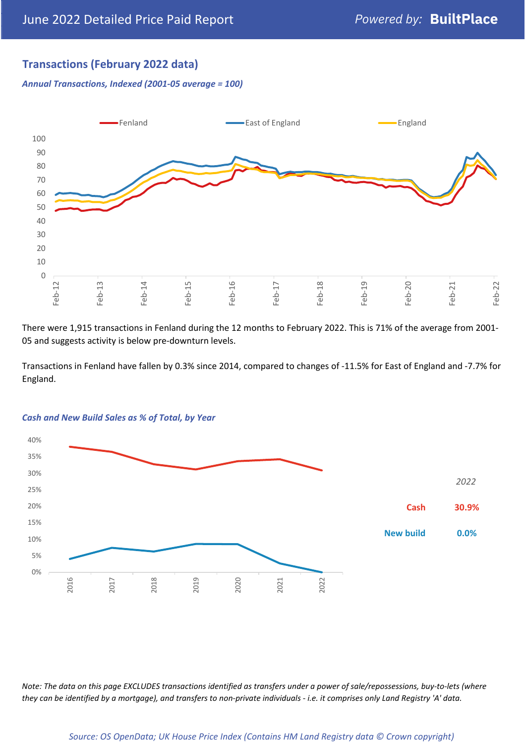## Transactions (February 2022 data)

***Annual Transactions, Indexed (2001-05 average = 100)***

Fenland | East of England | England

There were 1,915 transactions in Fenland during the 12 months to February 2022. This is 71% of the average from 2001-05 and suggests activity is below pre-downturn levels.

Transactions in Fenland have fallen by 0.3% since 2014, compared to changes of -11.5% for East of England and -7.7% for England.

***Cash and New Build Sales as % of Total, by Year***

| | 2022 |
| --- | --- |
| Cash | 30.9% |
| New build | 0.0% |

*Note: The data on this page EXCLUDES transactions identified as transfers under a power of sale/repossessions, buy-to-lets (where they can be identified by a mortgage), and transfers to non-private individuals - i.e. it comprises only Land Registry 'A' data.*

*Source: OS OpenData; UK House Price Index (Contains HM Land Registry data © Crown copyright)*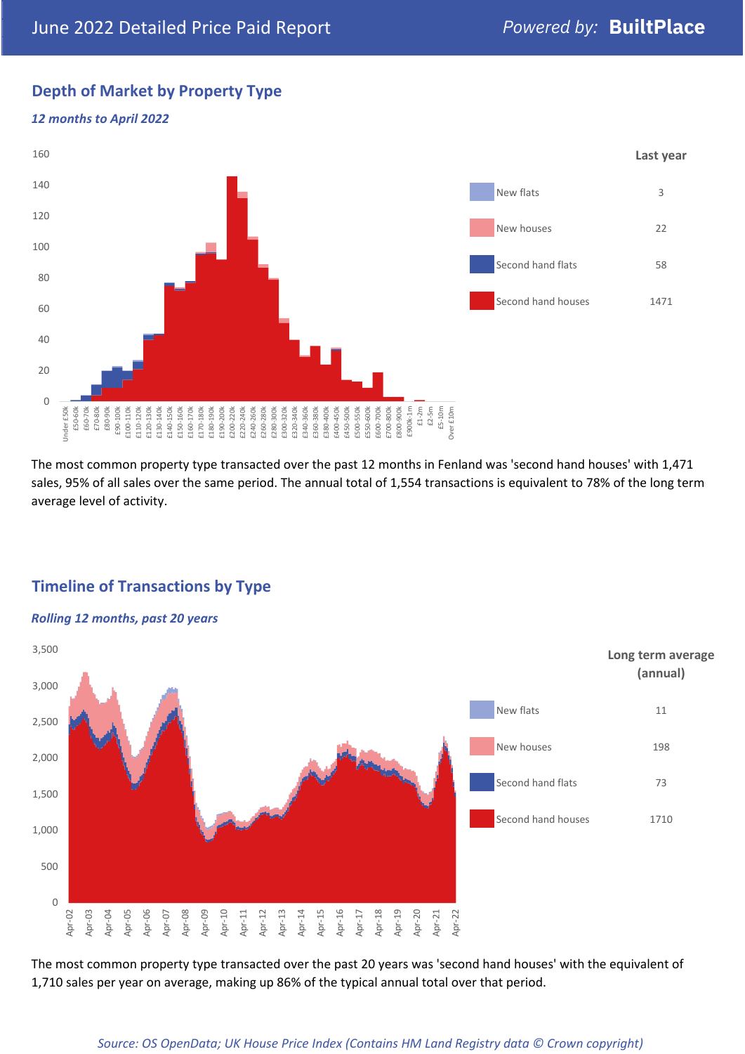June 2022 Detailed Price Paid Report

Powered by: **BuiltPlace**

## Depth of Market by Property Type

*12 months to April 2022*

160
140
120
100
80
60
40
20
0

Under £50k, £50-60k, £60-70k, £70-80k, £80-90k, £90-100k, £100-110k, £110-120k, £120-130k, £130-140k, £140-150k, £150-160k, £160-170k, £170-180k, £180-190k, £190-200k, £200-220k, £220-240k, £240-260k, £260-280k, £280-300k, £300-320k, £320-340k, £340-360k, £360-380k, £380-400k, £400-450k, £450-500k, £500-550k, £550-600k, £600-700k, £700-800k, £800-900k, £900k-1m, £1-2m, £2-5m, £5-10m, Over £10m

Last year

New flats 3
New houses 22
Second hand flats 58
Second hand houses 1471

The most common property type transacted over the past 12 months in Fenland was 'second hand houses' with 1,471 sales, 95% of all sales over the same period. The annual total of 1,554 transactions is equivalent to 78% of the long term average level of activity.

## Timeline of Transactions by Type

*Rolling 12 months, past 20 years*

3,500
3,000
2,500
2,000
1,500
1,000
500
0

Apr-02, Apr-03, Apr-04, Apr-05, Apr-06, Apr-07, Apr-08, Apr-09, Apr-10, Apr-11, Apr-12, Apr-13, Apr-14, Apr-15, Apr-16, Apr-17, Apr-18, Apr-19, Apr-20, Apr-21, Apr-22

Long term average (annual)

New flats 11
New houses 198
Second hand flats 73
Second hand houses 1710

The most common property type transacted over the past 20 years was 'second hand houses' with the equivalent of 1,710 sales per year on average, making up 86% of the typical annual total over that period.

*Source: OS OpenData; UK House Price Index (Contains HM Land Registry data © Crown copyright)*